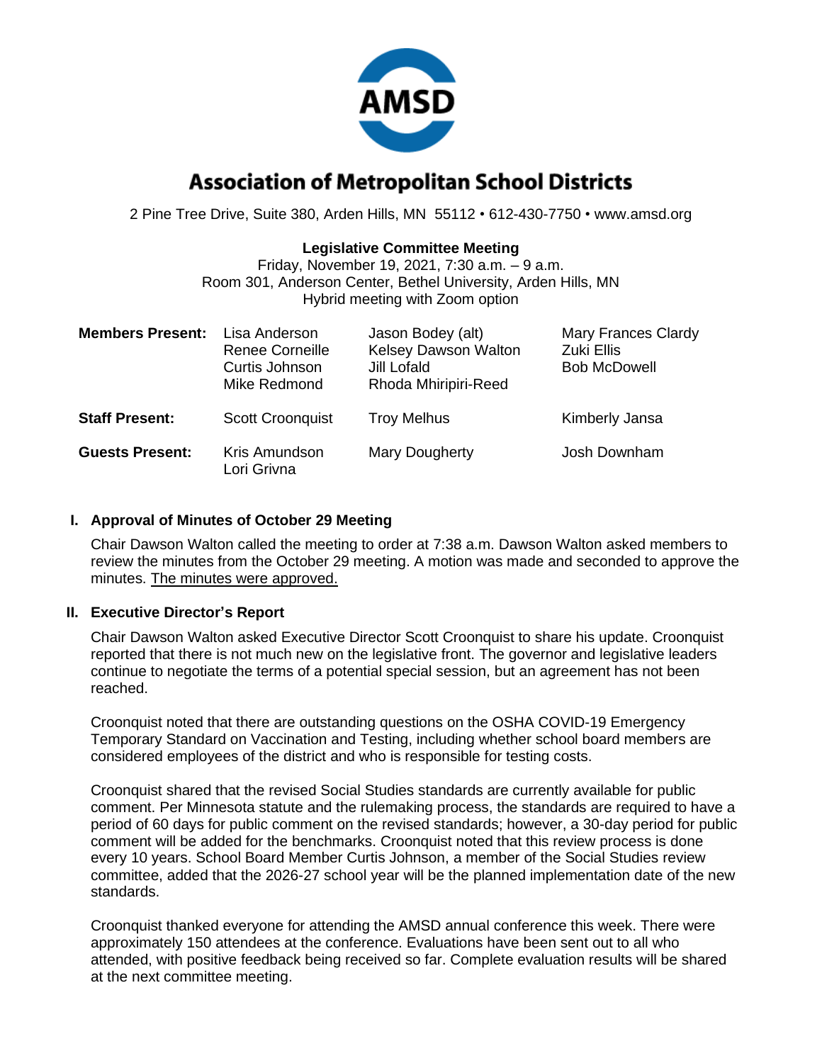# Association of Metropolitan School Districts

2 Pine Tree Drive, Suite 380, Arden Hills, MN 55112 • 612-430-7750 • www.amsd.org

**Legislative Committee Meeting**
Friday, November 19, 2021, 7:30 a.m. – 9 a.m.
Room 301, Anderson Center, Bethel University, Arden Hills, MN
Hybrid meeting with Zoom option

| | | | |
|---|---|---|---|
| **Members Present:** | Lisa Anderson<br>Renee Corneille<br>Curtis Johnson<br>Mike Redmond | Jason Bodey (alt)<br>Kelsey Dawson Walton<br>Jill Lofald<br>Rhoda Mhiripiri-Reed | Mary Frances Clardy<br>Zuki Ellis<br>Bob McDowell |
| **Staff Present:** | Scott Croonquist | Troy Melhus | Kimberly Jansa |
| **Guests Present:** | Kris Amundson<br>Lori Grivna | Mary Dougherty | Josh Downham |

## I. Approval of Minutes of October 29 Meeting

Chair Dawson Walton called the meeting to order at 7:38 a.m. Dawson Walton asked members to review the minutes from the October 29 meeting. A motion was made and seconded to approve the minutes. <u>The minutes were approved.</u>

## II. Executive Director's Report

Chair Dawson Walton asked Executive Director Scott Croonquist to share his update. Croonquist reported that there is not much new on the legislative front. The governor and legislative leaders continue to negotiate the terms of a potential special session, but an agreement has not been reached.

Croonquist noted that there are outstanding questions on the OSHA COVID-19 Emergency Temporary Standard on Vaccination and Testing, including whether school board members are considered employees of the district and who is responsible for testing costs.

Croonquist shared that the revised Social Studies standards are currently available for public comment. Per Minnesota statute and the rulemaking process, the standards are required to have a period of 60 days for public comment on the revised standards; however, a 30-day period for public comment will be added for the benchmarks. Croonquist noted that this review process is done every 10 years. School Board Member Curtis Johnson, a member of the Social Studies review committee, added that the 2026-27 school year will be the planned implementation date of the new standards.

Croonquist thanked everyone for attending the AMSD annual conference this week. There were approximately 150 attendees at the conference. Evaluations have been sent out to all who attended, with positive feedback being received so far. Complete evaluation results will be shared at the next committee meeting.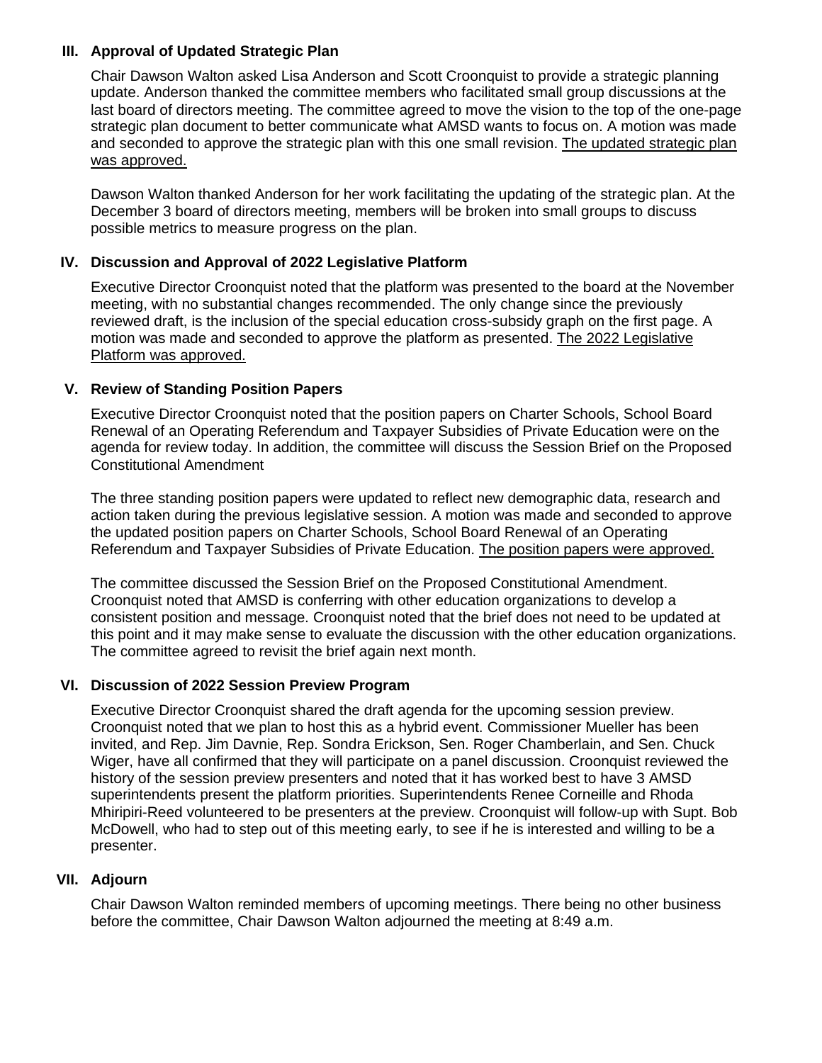## III. Approval of Updated Strategic Plan

Chair Dawson Walton asked Lisa Anderson and Scott Croonquist to provide a strategic planning update. Anderson thanked the committee members who facilitated small group discussions at the last board of directors meeting. The committee agreed to move the vision to the top of the one-page strategic plan document to better communicate what AMSD wants to focus on. A motion was made and seconded to approve the strategic plan with this one small revision. <u>The updated strategic plan was approved.</u>

Dawson Walton thanked Anderson for her work facilitating the updating of the strategic plan. At the December 3 board of directors meeting, members will be broken into small groups to discuss possible metrics to measure progress on the plan.

## IV. Discussion and Approval of 2022 Legislative Platform

Executive Director Croonquist noted that the platform was presented to the board at the November meeting, with no substantial changes recommended. The only change since the previously reviewed draft, is the inclusion of the special education cross-subsidy graph on the first page. A motion was made and seconded to approve the platform as presented. <u>The 2022 Legislative Platform was approved.</u>

## V. Review of Standing Position Papers

Executive Director Croonquist noted that the position papers on Charter Schools, School Board Renewal of an Operating Referendum and Taxpayer Subsidies of Private Education were on the agenda for review today. In addition, the committee will discuss the Session Brief on the Proposed Constitutional Amendment

The three standing position papers were updated to reflect new demographic data, research and action taken during the previous legislative session. A motion was made and seconded to approve the updated position papers on Charter Schools, School Board Renewal of an Operating Referendum and Taxpayer Subsidies of Private Education. <u>The position papers were approved.</u>

The committee discussed the Session Brief on the Proposed Constitutional Amendment. Croonquist noted that AMSD is conferring with other education organizations to develop a consistent position and message. Croonquist noted that the brief does not need to be updated at this point and it may make sense to evaluate the discussion with the other education organizations. The committee agreed to revisit the brief again next month.

## VI. Discussion of 2022 Session Preview Program

Executive Director Croonquist shared the draft agenda for the upcoming session preview. Croonquist noted that we plan to host this as a hybrid event. Commissioner Mueller has been invited, and Rep. Jim Davnie, Rep. Sondra Erickson, Sen. Roger Chamberlain, and Sen. Chuck Wiger, have all confirmed that they will participate on a panel discussion. Croonquist reviewed the history of the session preview presenters and noted that it has worked best to have 3 AMSD superintendents present the platform priorities. Superintendents Renee Corneille and Rhoda Mhiripiri-Reed volunteered to be presenters at the preview. Croonquist will follow-up with Supt. Bob McDowell, who had to step out of this meeting early, to see if he is interested and willing to be a presenter.

## VII. Adjourn

Chair Dawson Walton reminded members of upcoming meetings. There being no other business before the committee, Chair Dawson Walton adjourned the meeting at 8:49 a.m.